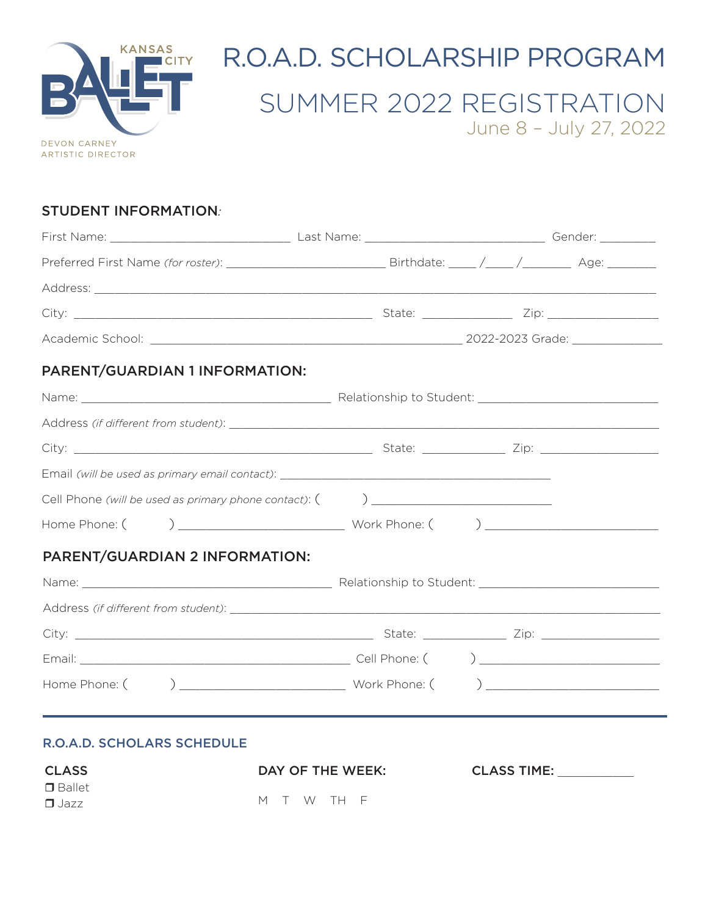KANSAS CITY BALLET

DEVON CARNEY
ARTISTIC DIRECTOR

# R.O.A.D. SCHOLARSHIP PROGRAM

## SUMMER 2022 REGISTRATION

June 8 – July 27, 2022

### STUDENT INFORMATION:

First Name: ___________________________ Last Name: ___________________________ Gender: ________

Preferred First Name *(for roster)*: ________________________ Birthdate: ____ /____ /_______ Age: _______

Address: ______________________________________________________________________________

City: ____________________________________________ State: _____________ Zip: ________________

Academic School: _______________________________________________ 2022-2023 Grade: _____________

### PARENT/GUARDIAN 1 INFORMATION:

Name: _____________________________________ Relationship to Student: __________________________

Address *(if different from student)*: _____________________________________________________________

City: ____________________________________________ State: ____________ Zip: _________________

Email *(will be used as primary email contact)*: _________________________________________

Cell Phone *(will be used as primary phone contact)*: (        ) ___________________________

Home Phone: (        ) _________________________ Work Phone: (        ) _________________________

### PARENT/GUARDIAN 2 INFORMATION:

Name: _____________________________________ Relationship to Student: __________________________

Address *(if different from student)*: _____________________________________________________________

City: ____________________________________________ State: ____________ Zip: _________________

Email: ________________________________________ Cell Phone: (        ) __________________________

Home Phone: (        ) _________________________ Work Phone: (        ) _________________________

---

### R.O.A.D. SCHOLARS SCHEDULE

| CLASS | DAY OF THE WEEK: | CLASS TIME: __________ |
|---|---|---|
| ❒ Ballet<br>❒ Jazz | M T W TH F | |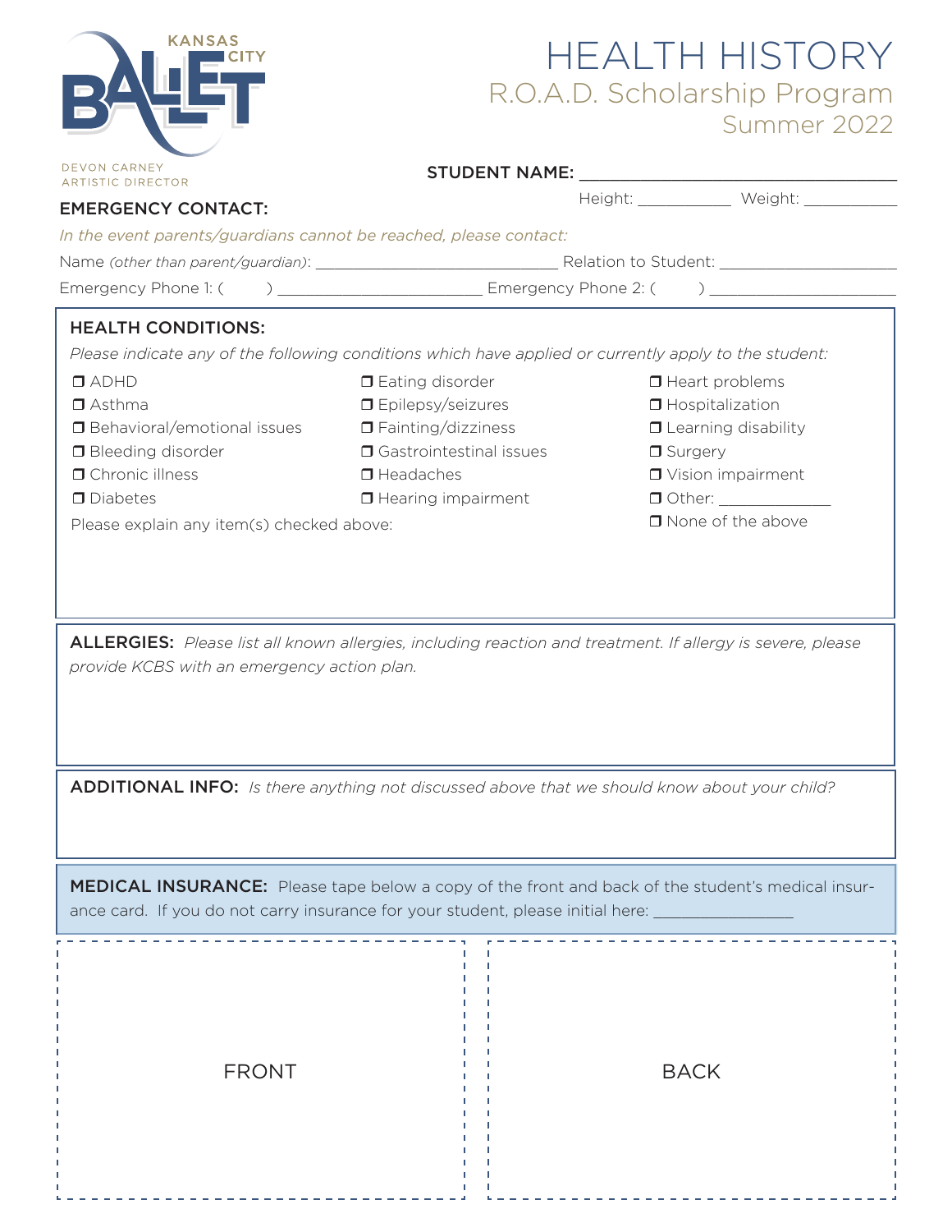KANSAS CITY BALLET

DEVON CARNEY
ARTISTIC DIRECTOR

# HEALTH HISTORY
## R.O.A.D. Scholarship Program
### Summer 2022

**STUDENT NAME:** ______________________________

Height: __________ Weight: __________

**EMERGENCY CONTACT:**

*In the event parents/guardians cannot be reached, please contact:*

Name *(other than parent/guardian)*: __________________________ Relation to Student: ___________________

Emergency Phone 1: (     ) _____________________ Emergency Phone 2: (     ) ____________________

**HEALTH CONDITIONS:**

*Please indicate any of the following conditions which have applied or currently apply to the student:*

- ❒ ADHD
- ❒ Asthma
- ❒ Behavioral/emotional issues
- ❒ Bleeding disorder
- ❒ Chronic illness
- ❒ Diabetes
- ❒ Eating disorder
- ❒ Epilepsy/seizures
- ❒ Fainting/dizziness
- ❒ Gastrointestinal issues
- ❒ Headaches
- ❒ Hearing impairment
- ❒ Heart problems
- ❒ Hospitalization
- ❒ Learning disability
- ❒ Surgery
- ❒ Vision impairment
- ❒ Other: ____________
- ❒ None of the above

Please explain any item(s) checked above:

**ALLERGIES:** *Please list all known allergies, including reaction and treatment. If allergy is severe, please provide KCBS with an emergency action plan.*

**ADDITIONAL INFO:** *Is there anything not discussed above that we should know about your child?*

**MEDICAL INSURANCE:** Please tape below a copy of the front and back of the student's medical insurance card. If you do not carry insurance for your student, please initial here: _______________

FRONT

BACK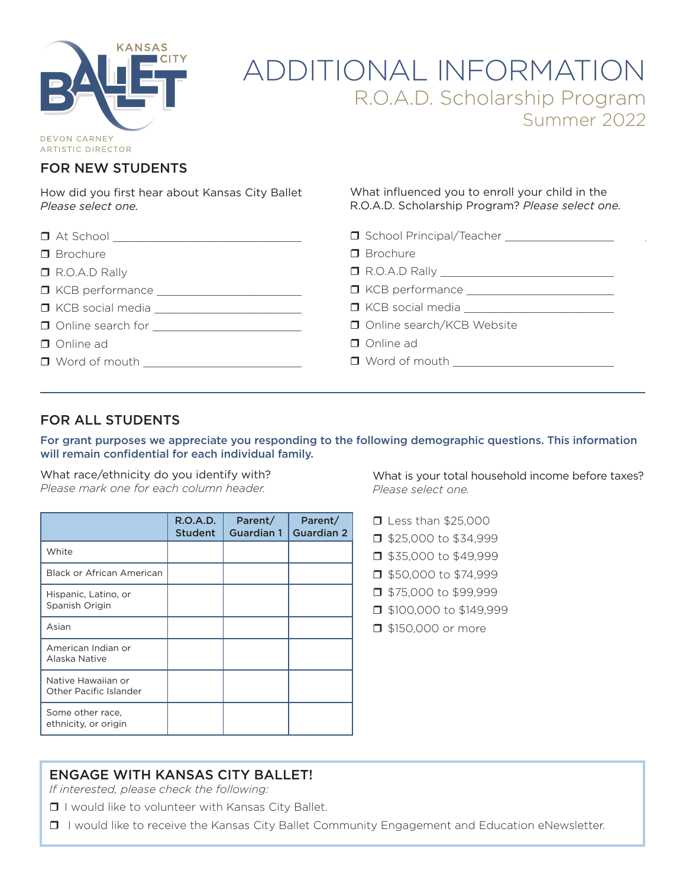KANSAS CITY BALLET

DEVON CARNEY
ARTISTIC DIRECTOR

# ADDITIONAL INFORMATION

## R.O.A.D. Scholarship Program

## Summer 2022

## FOR NEW STUDENTS

How did you first hear about Kansas City Ballet
*Please select one.*

- ❒ At School ______________________________
- ❒ Brochure
- ❒ R.O.A.D Rally
- ❒ KCB performance ______________________
- ❒ KCB social media ______________________
- ❒ Online search for ______________________
- ❒ Online ad
- ❒ Word of mouth _________________________

What influenced you to enroll your child in the R.O.A.D. Scholarship Program? *Please select one.*

- ❒ School Principal/Teacher _________________
- ❒ Brochure
- ❒ R.O.A.D Rally ____________________________
- ❒ KCB performance _______________________
- ❒ KCB social media _______________________
- ❒ Online search/KCB Website
- ❒ Online ad
- ❒ Word of mouth _________________________

## FOR ALL STUDENTS

**For grant purposes we appreciate you responding to the following demographic questions. This information will remain confidential for each individual family.**

What race/ethnicity do you identify with?
*Please mark one for each column header.*

| | R.O.A.D. Student | Parent/ Guardian 1 | Parent/ Guardian 2 |
|---|---|---|---|
| White | | | |
| Black or African American | | | |
| Hispanic, Latino, or Spanish Origin | | | |
| Asian | | | |
| American Indian or Alaska Native | | | |
| Native Hawaiian or Other Pacific Islander | | | |
| Some other race, ethnicity, or origin | | | |

What is your total household income before taxes?
*Please select one.*

- ❒ Less than $25,000
- ❒ $25,000 to $34,999
- ❒ $35,000 to $49,999
- ❒ $50,000 to $74,999
- ❒ $75,000 to $99,999
- ❒ $100,000 to $149,999
- ❒ $150,000 or more

## ENGAGE WITH KANSAS CITY BALLET!

*If interested, please check the following:*

- ❒ I would like to volunteer with Kansas City Ballet.
- ❒ I would like to receive the Kansas City Ballet Community Engagement and Education eNewsletter.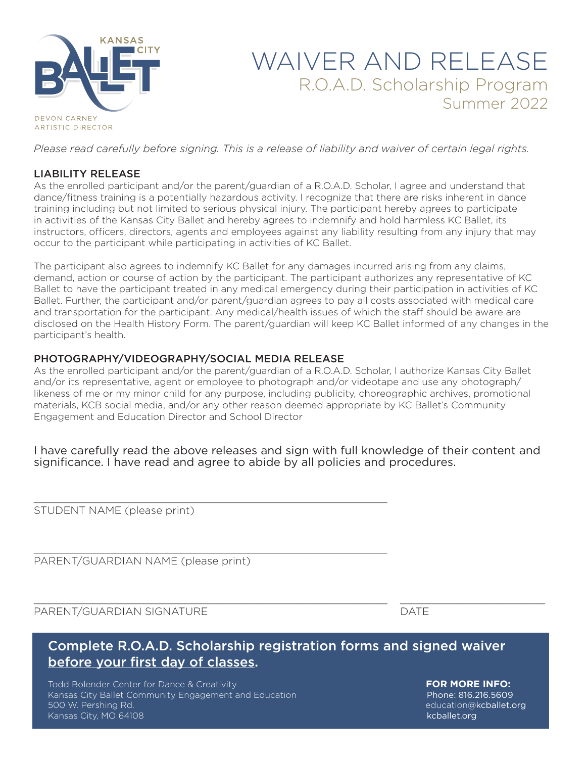KANSAS CITY BALLET

DEVON CARNEY
ARTISTIC DIRECTOR

# WAIVER AND RELEASE
## R.O.A.D. Scholarship Program
### Summer 2022

*Please read carefully before signing. This is a release of liability and waiver of certain legal rights.*

## LIABILITY RELEASE

As the enrolled participant and/or the parent/guardian of a R.O.A.D. Scholar, I agree and understand that dance/fitness training is a potentially hazardous activity. I recognize that there are risks inherent in dance training including but not limited to serious physical injury. The participant hereby agrees to participate in activities of the Kansas City Ballet and hereby agrees to indemnify and hold harmless KC Ballet, its instructors, officers, directors, agents and employees against any liability resulting from any injury that may occur to the participant while participating in activities of KC Ballet.

The participant also agrees to indemnify KC Ballet for any damages incurred arising from any claims, demand, action or course of action by the participant. The participant authorizes any representative of KC Ballet to have the participant treated in any medical emergency during their participation in activities of KC Ballet. Further, the participant and/or parent/guardian agrees to pay all costs associated with medical care and transportation for the participant. Any medical/health issues of which the staff should be aware are disclosed on the Health History Form. The parent/guardian will keep KC Ballet informed of any changes in the participant's health.

## PHOTOGRAPHY/VIDEOGRAPHY/SOCIAL MEDIA RELEASE

As the enrolled participant and/or the parent/guardian of a R.O.A.D. Scholar, I authorize Kansas City Ballet and/or its representative, agent or employee to photograph and/or videotape and use any photograph/likeness of me or my minor child for any purpose, including publicity, choreographic archives, promotional materials, KCB social media, and/or any other reason deemed appropriate by KC Ballet's Community Engagement and Education Director and School Director

I have carefully read the above releases and sign with full knowledge of their content and significance. I have read and agree to abide by all policies and procedures.

______________________________________________
STUDENT NAME (please print)

______________________________________________
PARENT/GUARDIAN NAME (please print)

______________________________________________ ____________________
PARENT/GUARDIAN SIGNATURE DATE

**Complete R.O.A.D. Scholarship registration forms and signed waiver before your first day of classes.**

Todd Bolender Center for Dance & Creativity
Kansas City Ballet Community Engagement and Education
500 W. Pershing Rd.
Kansas City, MO 64108

**FOR MORE INFO:**
Phone: 816.216.5609
education@kcballet.org
kcballet.org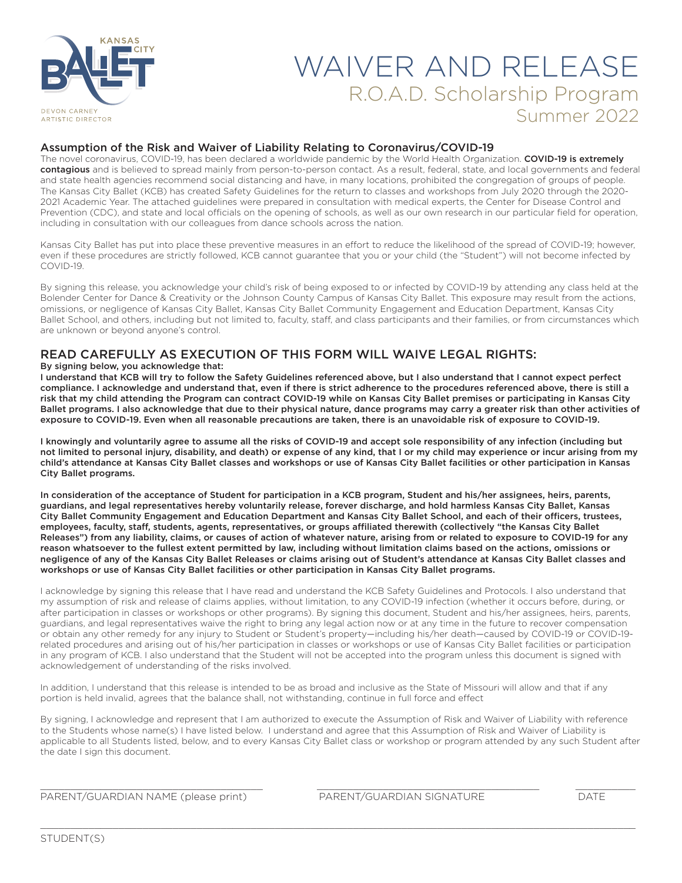KANSAS CITY BALLET
DEVON CARNEY
ARTISTIC DIRECTOR

# WAIVER AND RELEASE
## R.O.A.D. Scholarship Program
## Summer 2022

### Assumption of the Risk and Waiver of Liability Relating to Coronavirus/COVID-19

The novel coronavirus, COVID-19, has been declared a worldwide pandemic by the World Health Organization. **COVID-19 is extremely contagious** and is believed to spread mainly from person-to-person contact. As a result, federal, state, and local governments and federal and state health agencies recommend social distancing and have, in many locations, prohibited the congregation of groups of people. The Kansas City Ballet (KCB) has created Safety Guidelines for the return to classes and workshops from July 2020 through the 2020-2021 Academic Year. The attached guidelines were prepared in consultation with medical experts, the Center for Disease Control and Prevention (CDC), and state and local officials on the opening of schools, as well as our own research in our particular field for operation, including in consultation with our colleagues from dance schools across the nation.

Kansas City Ballet has put into place these preventive measures in an effort to reduce the likelihood of the spread of COVID-19; however, even if these procedures are strictly followed, KCB cannot guarantee that you or your child (the "Student") will not become infected by COVID-19.

By signing this release, you acknowledge your child's risk of being exposed to or infected by COVID-19 by attending any class held at the Bolender Center for Dance & Creativity or the Johnson County Campus of Kansas City Ballet. This exposure may result from the actions, omissions, or negligence of Kansas City Ballet, Kansas City Ballet Community Engagement and Education Department, Kansas City Ballet School, and others, including but not limited to, faculty, staff, and class participants and their families, or from circumstances which are unknown or beyond anyone's control.

### READ CAREFULLY AS EXECUTION OF THIS FORM WILL WAIVE LEGAL RIGHTS:

**By signing below, you acknowledge that:**

**I understand that KCB will try to follow the Safety Guidelines referenced above, but I also understand that I cannot expect perfect compliance. I acknowledge and understand that, even if there is strict adherence to the procedures referenced above, there is still a risk that my child attending the Program can contract COVID-19 while on Kansas City Ballet premises or participating in Kansas City Ballet programs. I also acknowledge that due to their physical nature, dance programs may carry a greater risk than other activities of exposure to COVID-19. Even when all reasonable precautions are taken, there is an unavoidable risk of exposure to COVID-19.**

**I knowingly and voluntarily agree to assume all the risks of COVID-19 and accept sole responsibility of any infection (including but not limited to personal injury, disability, and death) or expense of any kind, that I or my child may experience or incur arising from my child's attendance at Kansas City Ballet classes and workshops or use of Kansas City Ballet facilities or other participation in Kansas City Ballet programs.**

**In consideration of the acceptance of Student for participation in a KCB program, Student and his/her assignees, heirs, parents, guardians, and legal representatives hereby voluntarily release, forever discharge, and hold harmless Kansas City Ballet, Kansas City Ballet Community Engagement and Education Department and Kansas City Ballet School, and each of their officers, trustees, employees, faculty, staff, students, agents, representatives, or groups affiliated therewith (collectively "the Kansas City Ballet Releases") from any liability, claims, or causes of action of whatever nature, arising from or related to exposure to COVID-19 for any reason whatsoever to the fullest extent permitted by law, including without limitation claims based on the actions, omissions or negligence of any of the Kansas City Ballet Releases or claims arising out of Student's attendance at Kansas City Ballet classes and workshops or use of Kansas City Ballet facilities or other participation in Kansas City Ballet programs.**

I acknowledge by signing this release that I have read and understand the KCB Safety Guidelines and Protocols. I also understand that my assumption of risk and release of claims applies, without limitation, to any COVID-19 infection (whether it occurs before, during, or after participation in classes or workshops or other programs). By signing this document, Student and his/her assignees, heirs, parents, guardians, and legal representatives waive the right to bring any legal action now or at any time in the future to recover compensation or obtain any other remedy for any injury to Student or Student's property—including his/her death—caused by COVID-19 or COVID-19-related procedures and arising out of his/her participation in classes or workshops or use of Kansas City Ballet facilities or participation in any program of KCB. I also understand that the Student will not be accepted into the program unless this document is signed with acknowledgement of understanding of the risks involved.

In addition, I understand that this release is intended to be as broad and inclusive as the State of Missouri will allow and that if any portion is held invalid, agrees that the balance shall, not withstanding, continue in full force and effect

By signing, I acknowledge and represent that I am authorized to execute the Assumption of Risk and Waiver of Liability with reference to the Students whose name(s) I have listed below. I understand and agree that this Assumption of Risk and Waiver of Liability is applicable to all Students listed, below, and to every Kansas City Ballet class or workshop or program attended by any such Student after the date I sign this document.

PARENT/GUARDIAN NAME (please print) ______________________

PARENT/GUARDIAN SIGNATURE ______________________

DATE __________

STUDENT(S) ______________________________________________